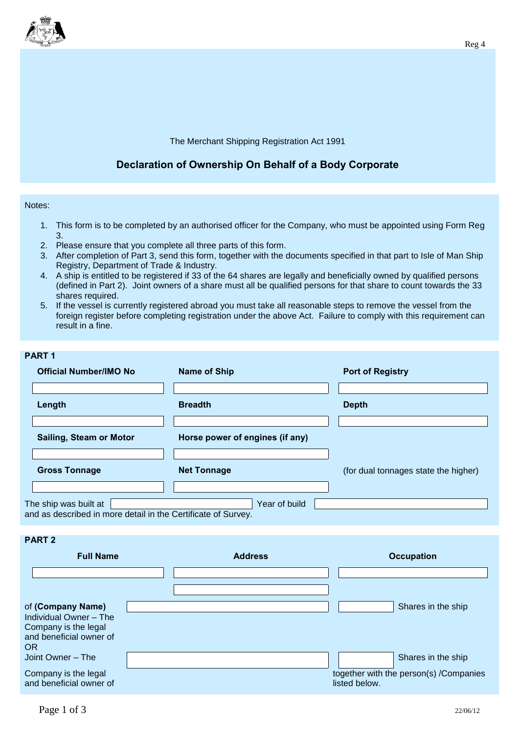Reg 4

The Merchant Shipping Registration Act 1991

## Declaration of Ownership On Behalf of a Body Corporate

Notes:

1. This form is to be completed by an authorised officer for the Company, who must be appointed using Form Reg 3.
2. Please ensure that you complete all three parts of this form.
3. After completion of Part 3, send this form, together with the documents specified in that part to Isle of Man Ship Registry, Department of Trade & Industry.
4. A ship is entitled to be registered if 33 of the 64 shares are legally and beneficially owned by qualified persons (defined in Part 2). Joint owners of a share must all be qualified persons for that share to count towards the 33 shares required.
5. If the vessel is currently registered abroad you must take all reasonable steps to remove the vessel from the foreign register before completing registration under the above Act. Failure to comply with this requirement can result in a fine.

**PART 1**

| **Official Number/IMO No** | **Name of Ship** | **Port of Registry** |
|---|---|---|
| | | |
| **Length** | **Breadth** | **Depth** |
| | | |
| **Sailing, Steam or Motor** | **Horse power of engines (if any)** | |
| | | |
| **Gross Tonnage** | **Net Tonnage** | (for dual tonnages state the higher) |
| | | |

The ship was built at ____________ Year of build ____________
and as described in more detail in the Certificate of Survey.

**PART 2**

| **Full Name** | **Address** | **Occupation** |
|---|---|---|
| | | |
| | | |

of **(Company Name)** ____________

Individual Owner – The Company is the legal and beneficial owner of ____________ Shares in the ship

OR

Joint Owner – The Company is the legal and beneficial owner of ____________ Shares in the ship together with the person(s) /Companies listed below.

22/06/12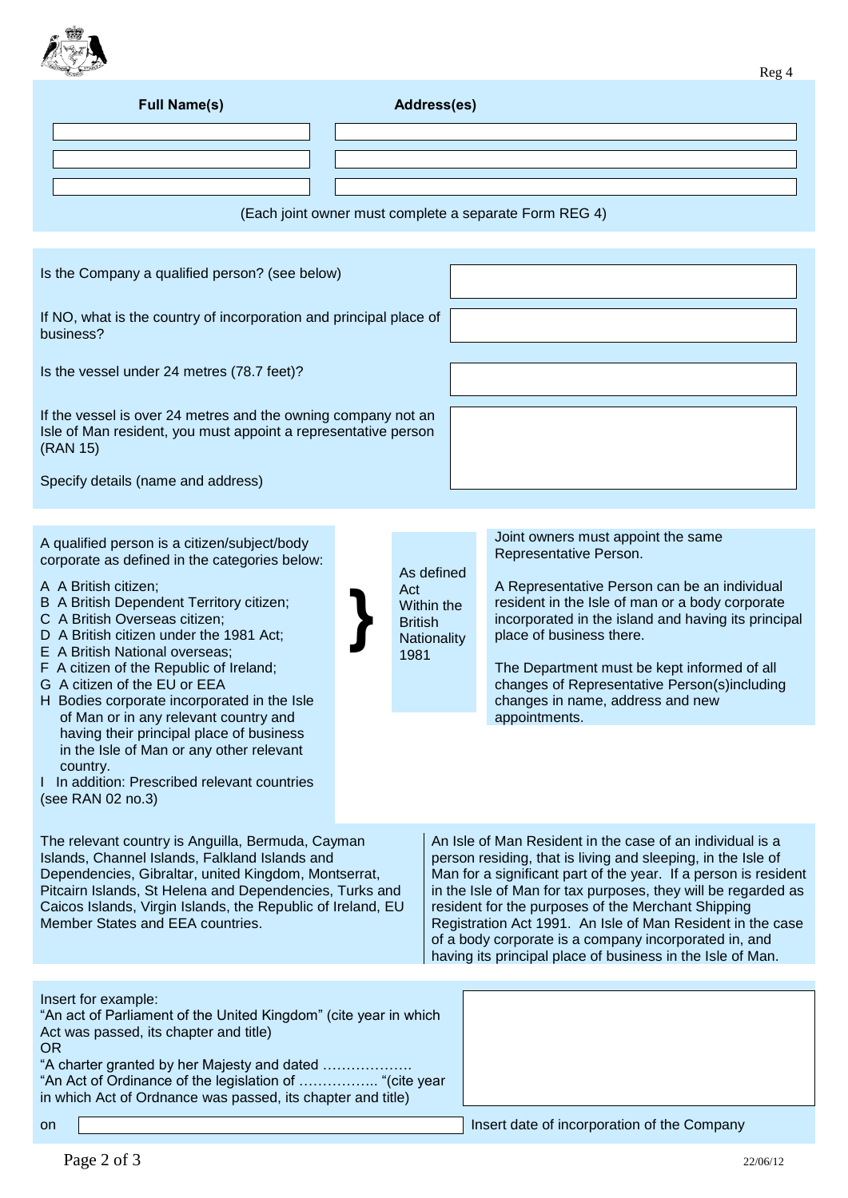Reg 4

| Full Name(s) | Address(es) |
| --- | --- |
| | |
| | |
| | |

(Each joint owner must complete a separate Form REG 4)

| | |
| --- | --- |
| Is the Company a qualified person? (see below) | |
| If NO, what is the country of incorporation and principal place of business? | |
| Is the vessel under 24 metres (78.7 feet)? | |
| If the vessel is over 24 metres and the owning company not an Isle of Man resident, you must appoint a representative person (RAN 15)<br><br>Specify details (name and address) | |

A qualified person is a citizen/subject/body corporate as defined in the categories below:

- A A British citizen;
- B A British Dependent Territory citizen;
- C A British Overseas citizen;
- D A British citizen under the 1981 Act;
- E A British National overseas;
- F A citizen of the Republic of Ireland;
- G A citizen of the EU or EEA
- H Bodies corporate incorporated in the Isle of Man or in any relevant country and having their principal place of business in the Isle of Man or any other relevant country.
- I In addition: Prescribed relevant countries (see RAN 02 no.3)

} As defined Act Within the British Nationality 1981

Joint owners must appoint the same Representative Person.

A Representative Person can be an individual resident in the Isle of man or a body corporate incorporated in the island and having its principal place of business there.

The Department must be kept informed of all changes of Representative Person(s)including changes in name, address and new appointments.

The relevant country is Anguilla, Bermuda, Cayman Islands, Channel Islands, Falkland Islands and Dependencies, Gibraltar, united Kingdom, Montserrat, Pitcairn Islands, St Helena and Dependencies, Turks and Caicos Islands, Virgin Islands, the Republic of Ireland, EU Member States and EEA countries.

An Isle of Man Resident in the case of an individual is a person residing, that is living and sleeping, in the Isle of Man for a significant part of the year. If a person is resident in the Isle of Man for tax purposes, they will be regarded as resident for the purposes of the Merchant Shipping Registration Act 1991. An Isle of Man Resident in the case of a body corporate is a company incorporated in, and having its principal place of business in the Isle of Man.

Insert for example:
"An act of Parliament of the United Kingdom" (cite year in which Act was passed, its chapter and title)
OR
"A charter granted by her Majesty and dated ………………
"An Act of Ordinance of the legislation of …………….. "(cite year in which Act of Ordnance was passed, its chapter and title)

on ______________________ Insert date of incorporation of the Company

22/06/12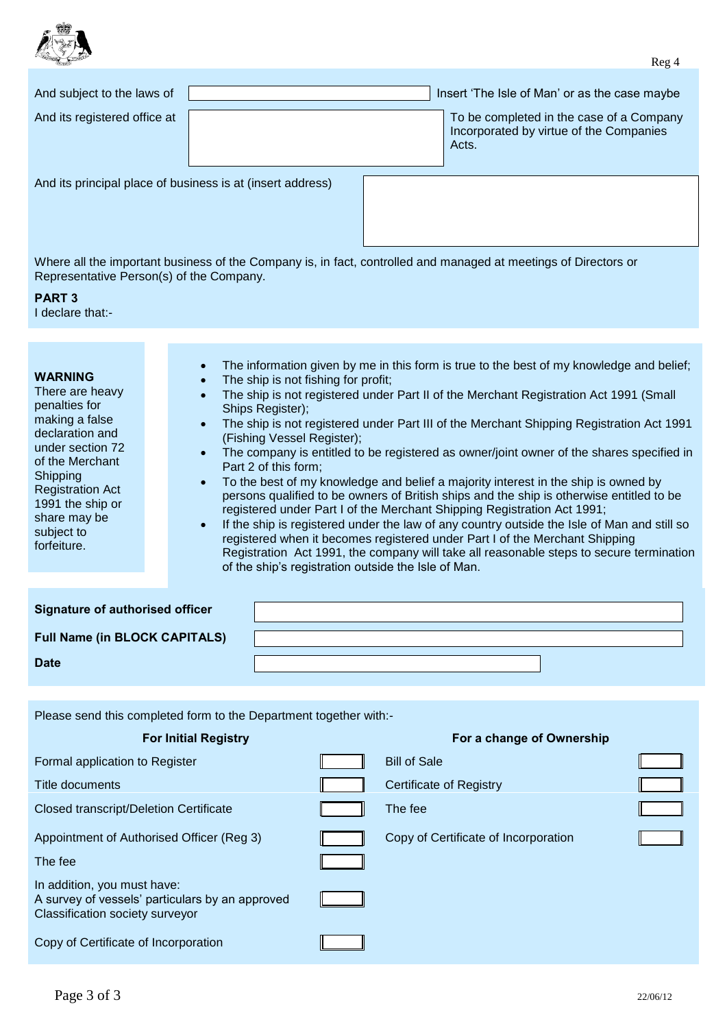Reg 4

| | | |
|---|---|---|
| And subject to the laws of | | Insert 'The Isle of Man' or as the case maybe |
| And its registered office at | | To be completed in the case of a Company Incorporated by virtue of the Companies Acts. |

And its principal place of business is at (insert address)

Where all the important business of the Company is, in fact, controlled and managed at meetings of Directors or Representative Person(s) of the Company.

**PART 3**
I declare that:-

**WARNING**
There are heavy penalties for making a false declaration and under section 72 of the Merchant Shipping Registration Act 1991 the ship or share may be subject to forfeiture.

- The information given by me in this form is true to the best of my knowledge and belief;
- The ship is not fishing for profit;
- The ship is not registered under Part II of the Merchant Registration Act 1991 (Small Ships Register);
- The ship is not registered under Part III of the Merchant Shipping Registration Act 1991 (Fishing Vessel Register);
- The company is entitled to be registered as owner/joint owner of the shares specified in Part 2 of this form;
- To the best of my knowledge and belief a majority interest in the ship is owned by persons qualified to be owners of British ships and the ship is otherwise entitled to be registered under Part I of the Merchant Shipping Registration Act 1991;
- If the ship is registered under the law of any country outside the Isle of Man and still so registered when it becomes registered under Part I of the Merchant Shipping Registration Act 1991, the company will take all reasonable steps to secure termination of the ship's registration outside the Isle of Man.

| | |
|---|---|
| **Signature of authorised officer** | |
| **Full Name (in BLOCK CAPITALS)** | |
| **Date** | |

Please send this completed form to the Department together with:-

| **For Initial Registry** | | **For a change of Ownership** | |
|---|---|---|---|
| Formal application to Register | ☐ | Bill of Sale | ☐ |
| Title documents | ☐ | Certificate of Registry | ☐ |
| Closed transcript/Deletion Certificate | ☐ | The fee | ☐ |
| Appointment of Authorised Officer (Reg 3) | ☐ | Copy of Certificate of Incorporation | ☐ |
| The fee | ☐ | | |
| In addition, you must have: A survey of vessels' particulars by an approved Classification society surveyor | ☐ | | |
| Copy of Certificate of Incorporation | ☐ | | |

22/06/12